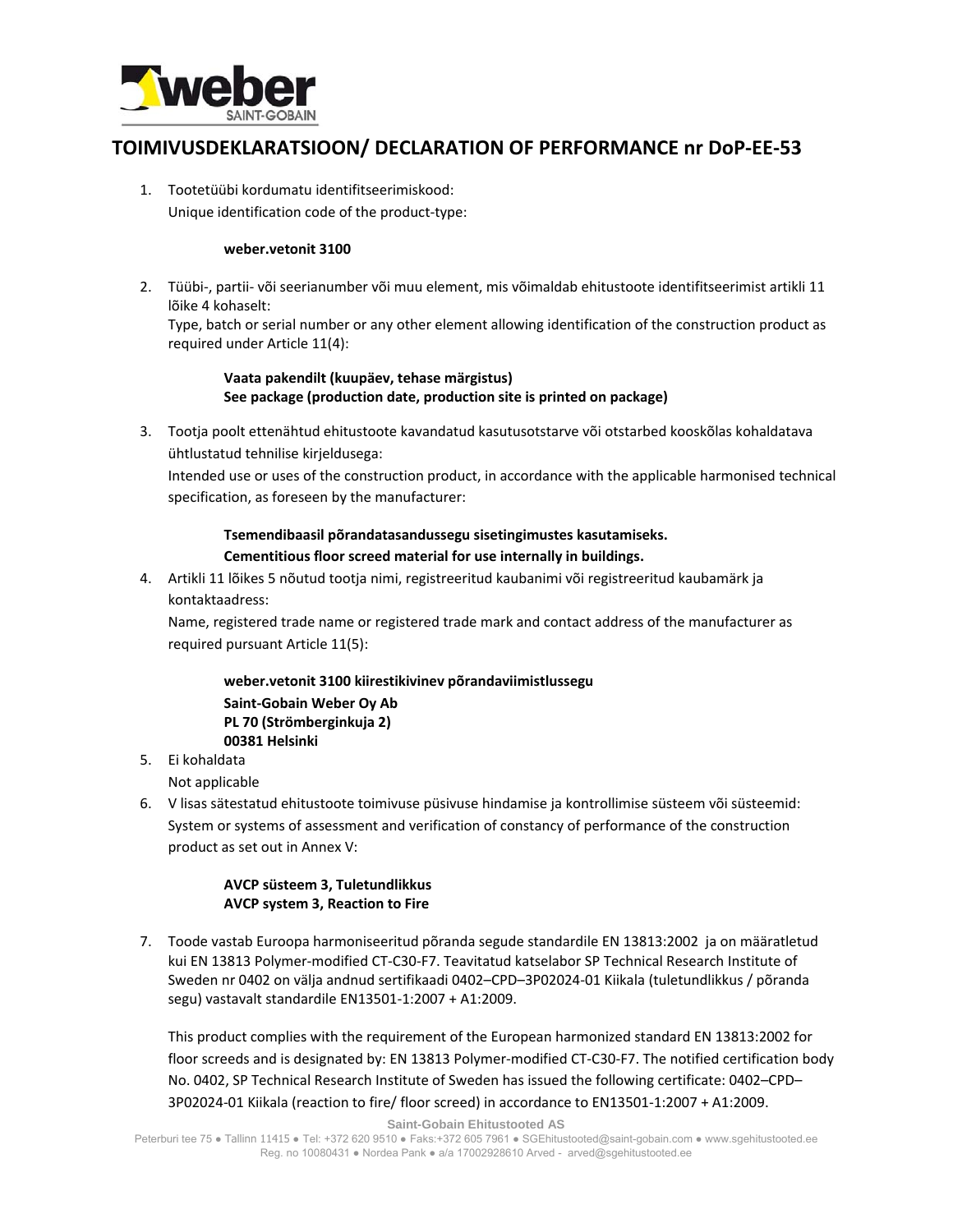# TOIMIVUSDEKLARATSIOON/ DECLARATION OF PERFORMANCE nr DoP-EE-53

1. Tootetüübi kordumatu identifitseerimiskood:
   Unique identification code of the product-type:

   **weber.vetonit 3100**

2. Tüübi-, partii- või seerianumber või muu element, mis võimaldab ehitustoote identifitseerimist artikli 11 lõike 4 kohaselt:
   Type, batch or serial number or any other element allowing identification of the construction product as required under Article 11(4):

   **Vaata pakendilt (kuupäev, tehase märgistus)**
   **See package (production date, production site is printed on package)**

3. Tootja poolt ettenähtud ehitustoote kavandatud kasutusotstarve või otstarbed kooskõlas kohaldatava ühtlustatud tehnilise kirjeldusega:
   Intended use or uses of the construction product, in accordance with the applicable harmonised technical specification, as foreseen by the manufacturer:

   **Tsemendibaasil põrandatasandussegu sisetingimustes kasutamiseks.**
   **Cementitious floor screed material for use internally in buildings.**

4. Artikli 11 lõikes 5 nõutud tootja nimi, registreeritud kaubanimi või registreeritud kaubamärk ja kontaktaadress:
   Name, registered trade name or registered trade mark and contact address of the manufacturer as required pursuant Article 11(5):

   **weber.vetonit 3100 kiirestikivinev põrandaviimistlussegu**
   **Saint-Gobain Weber Oy Ab**
   **PL 70 (Strömberginkuja 2)**
   **00381 Helsinki**

5. Ei kohaldata
   Not applicable

6. V lisas sätestatud ehitustoote toimivuse püsivuse hindamise ja kontrollimise süsteem või süsteemid:
   System or systems of assessment and verification of constancy of performance of the construction product as set out in Annex V:

   **AVCP süsteem 3, Tuletundlikkus**
   **AVCP system 3, Reaction to Fire**

7. Toode vastab Euroopa harmoniseeritud põranda segude standardile EN 13813:2002 ja on määratletud kui EN 13813 Polymer-modified CT-C30-F7. Teavitatud katselabor SP Technical Research Institute of Sweden nr 0402 on välja andnud sertifikaadi 0402–CPD–3P02024-01 Kiikala (tuletundlikkus / põranda segu) vastavalt standardile EN13501-1:2007 + A1:2009.

   This product complies with the requirement of the European harmonized standard EN 13813:2002 for floor screeds and is designated by: EN 13813 Polymer-modified CT-C30-F7. The notified certification body No. 0402, SP Technical Research Institute of Sweden has issued the following certificate: 0402–CPD–3P02024-01 Kiikala (reaction to fire/ floor screed) in accordance to EN13501-1:2007 + A1:2009.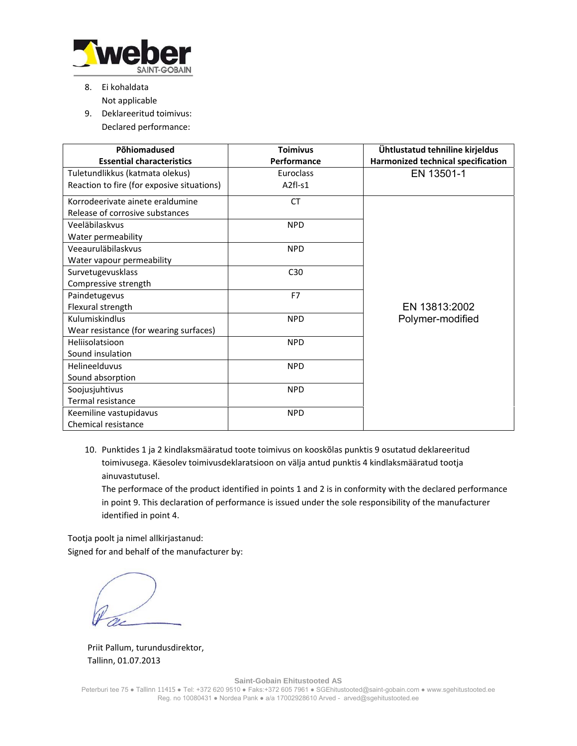8. Ei kohaldata
   Not applicable
9. Deklareeritud toimivus:
   Declared performance:

| **Põhiomadused**<br>**Essential characteristics** | **Toimivus**<br>**Performance** | **Ühtlustatud tehniline kirjeldus**<br>**Harmonized technical specification** |
|---|---|---|
| Tuletundlikkus (katmata olekus)<br>Reaction to fire (for exposive situations) | Euroclass<br>A2fl-s1 | EN 13501-1 |
| Korrodeerivate ainete eraldumine<br>Release of corrosive substances | CT | EN 13813:2002<br>Polymer-modified |
| Veeläbilaskvus<br>Water permeability | NPD | |
| Veeauruläbilaskvus<br>Water vapour permeability | NPD | |
| Survetugevusklass<br>Compressive strength | C30 | |
| Paindetugevus<br>Flexural strength | F7 | |
| Kulumiskindlus<br>Wear resistance (for wearing surfaces) | NPD | |
| Heliisolatsioon<br>Sound insulation | NPD | |
| Helineelduvus<br>Sound absorption | NPD | |
| Soojusjuhtivus<br>Termal resistance | NPD | |
| Keemiline vastupidavus<br>Chemical resistance | NPD | |

10. Punktides 1 ja 2 kindlaksmääratud toote toimivus on kooskõlas punktis 9 osutatud deklareeritud toimivusega. Käesolev toimivusdeklaratsioon on välja antud punktis 4 kindlaksmääratud tootja ainuvastutusel.
    The performace of the product identified in points 1 and 2 is in conformity with the declared performance in point 9. This declaration of performance is issued under the sole responsibility of the manufacturer identified in point 4.

Tootja poolt ja nimel allkirjastanud:
Signed for and behalf of the manufacturer by:

Priit Pallum, turundusdirektor,
Tallinn, 01.07.2013

**Saint-Gobain Ehitustooted AS**
Peterburi tee 75 ● Tallinn 11415 ● Tel: +372 620 9510 ● Faks:+372 605 7961 ● SGEhitustooted@saint-gobain.com ● www.sgehitustooted.ee
Reg. no 10080431 ● Nordea Pank ● a/a 17002928610 Arved - arved@sgehitustooted.ee